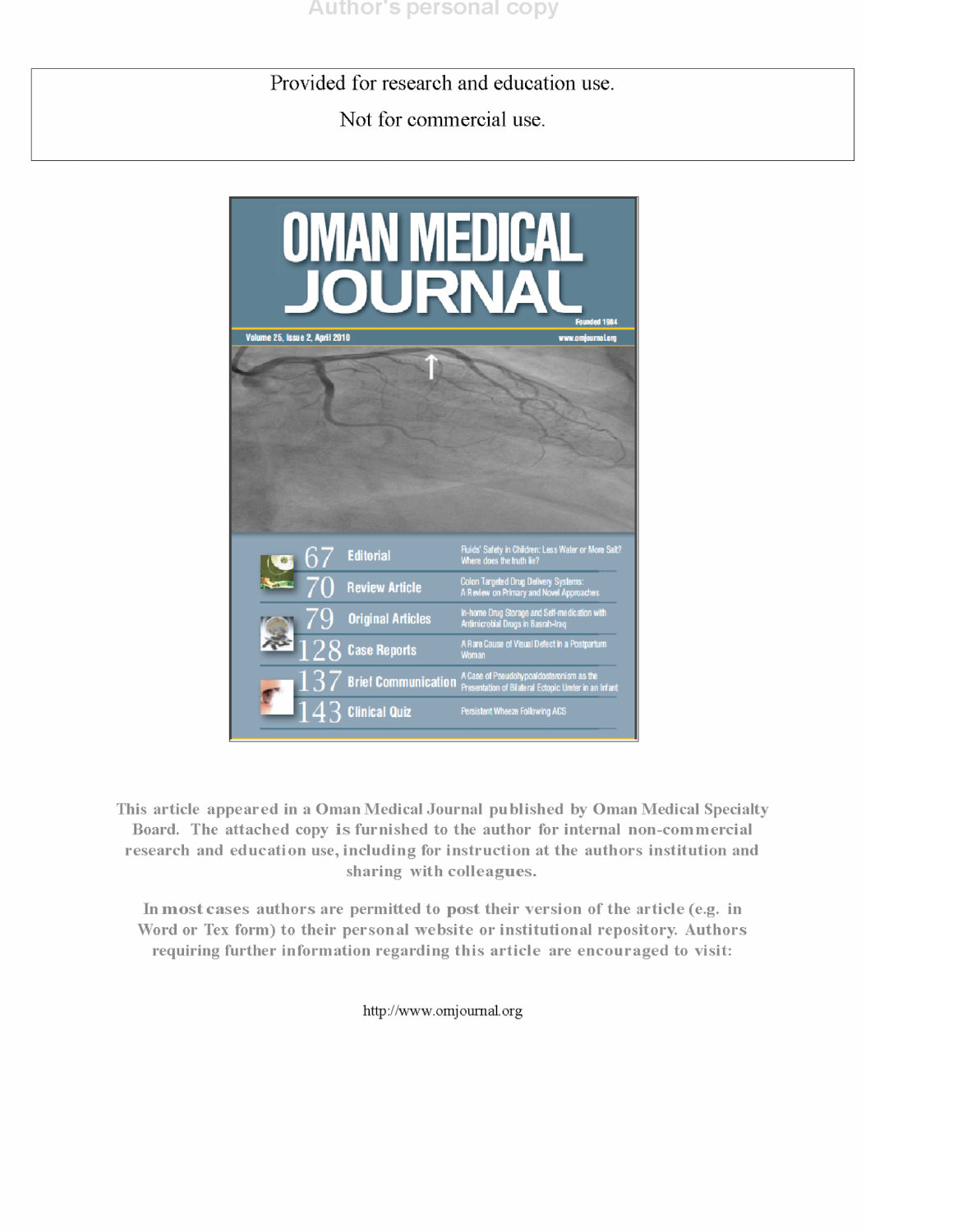Author's personal copy

Provided for research and education use.

Not for commercial use.

# OMAN MEDICAL JOURNAL

Founded 1984

Volume 25, Issue 2, April 2010 | www.omjournal.org

| | | |
|---|---|---|
| 67 | Editorial | Fluids' Safety in Children: Less Water or More Salt? Where does the truth lie? |
| 70 | Review Article | Colon Targeted Drug Delivery Systems: A Review on Primary and Novel Approaches |
| 79 | Original Articles | In-home Drug Storage and Self-medication with Antimicrobial Drugs in Basrah-Iraq |
| 128 | Case Reports | A Rare Cause of Visual Defect in a Postpartum Woman |
| 137 | Brief Communication | A Case of Pseudohypoaldosteronism as the Presentation of Bilateral Ectopic Ureter in an Infant |
| 143 | Clinical Quiz | Persistent Wheeze Following ACS |

This article appeared in a Oman Medical Journal published by Oman Medical Specialty Board. The attached copy is furnished to the author for internal non-commercial research and education use, including for instruction at the authors institution and sharing with colleagues.

In most cases authors are permitted to post their version of the article (e.g. in Word or Tex form) to their personal website or institutional repository. Authors requiring further information regarding this article are encouraged to visit:

http://www.omjournal.org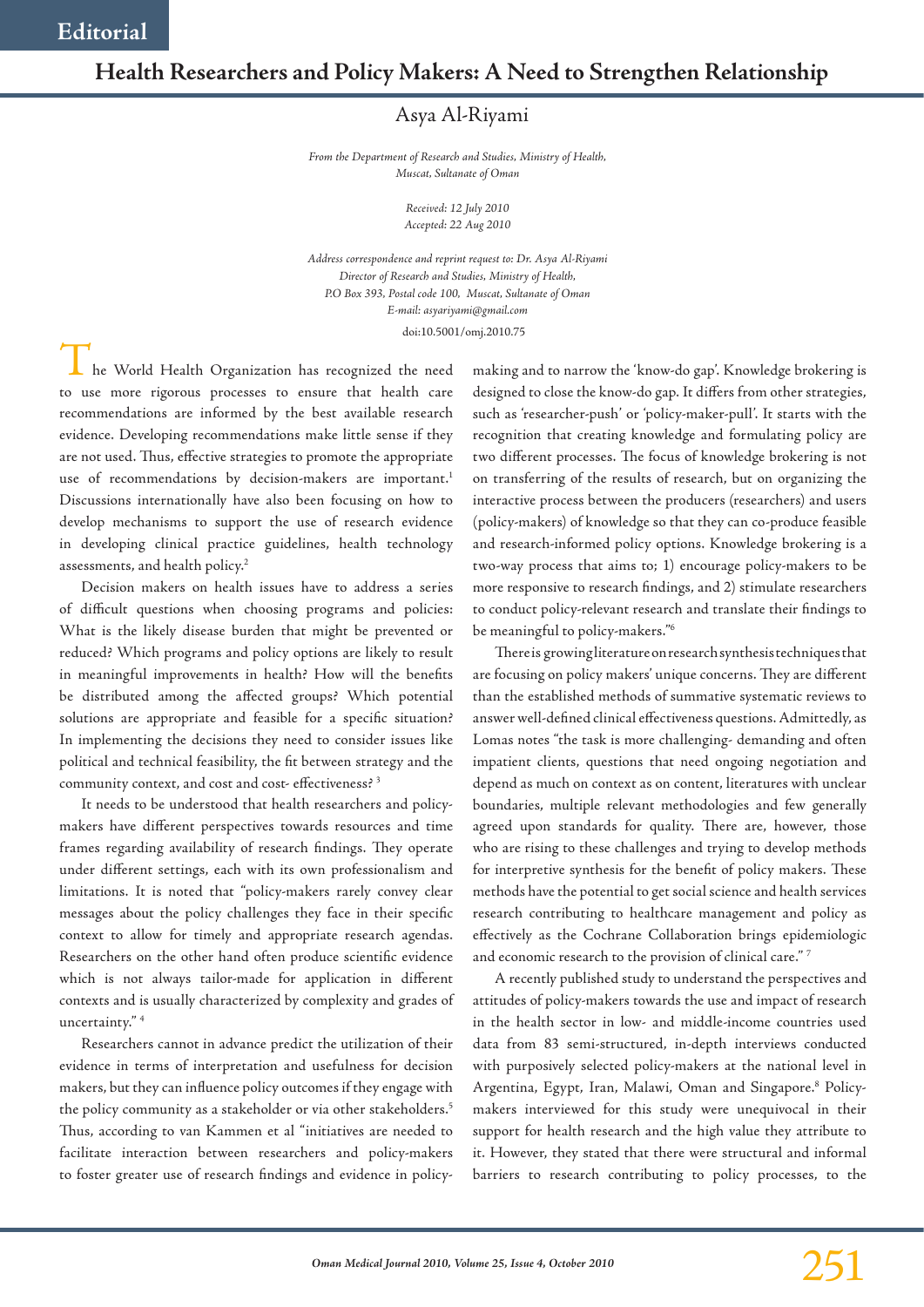Editorial

# Health Researchers and Policy Makers: A Need to Strengthen Relationship

Asya Al-Riyami

*From the Department of Research and Studies, Ministry of Health, Muscat, Sultanate of Oman*

*Received: 12 July 2010*
*Accepted: 22 Aug 2010*

*Address correspondence and reprint request to: Dr. Asya Al-Riyami Director of Research and Studies, Ministry of Health, P.O Box 393, Postal code 100, Muscat, Sultanate of Oman E-mail: asyariyami@gmail.com*

doi:10.5001/omj.2010.75

The World Health Organization has recognized the need to use more rigorous processes to ensure that health care recommendations are informed by the best available research evidence. Developing recommendations make little sense if they are not used. Thus, effective strategies to promote the appropriate use of recommendations by decision-makers are important.[1] Discussions internationally have also been focusing on how to develop mechanisms to support the use of research evidence in developing clinical practice guidelines, health technology assessments, and health policy.[2]

Decision makers on health issues have to address a series of difficult questions when choosing programs and policies: What is the likely disease burden that might be prevented or reduced? Which programs and policy options are likely to result in meaningful improvements in health? How will the benefits be distributed among the affected groups? Which potential solutions are appropriate and feasible for a specific situation? In implementing the decisions they need to consider issues like political and technical feasibility, the fit between strategy and the community context, and cost and cost- effectiveness?[3]

It needs to be understood that health researchers and policy-makers have different perspectives towards resources and time frames regarding availability of research findings. They operate under different settings, each with its own professionalism and limitations. It is noted that "policy-makers rarely convey clear messages about the policy challenges they face in their specific context to allow for timely and appropriate research agendas. Researchers on the other hand often produce scientific evidence which is not always tailor-made for application in different contexts and is usually characterized by complexity and grades of uncertainty."[4]

Researchers cannot in advance predict the utilization of their evidence in terms of interpretation and usefulness for decision makers, but they can influence policy outcomes if they engage with the policy community as a stakeholder or via other stakeholders.[5] Thus, according to van Kammen et al "initiatives are needed to facilitate interaction between researchers and policy-makers to foster greater use of research findings and evidence in policy-making and to narrow the 'know-do gap'. Knowledge brokering is designed to close the know-do gap. It differs from other strategies, such as 'researcher-push' or 'policy-maker-pull'. It starts with the recognition that creating knowledge and formulating policy are two different processes. The focus of knowledge brokering is not on transferring of the results of research, but on organizing the interactive process between the producers (researchers) and users (policy-makers) of knowledge so that they can co-produce feasible and research-informed policy options. Knowledge brokering is a two-way process that aims to; 1) encourage policy-makers to be more responsive to research findings, and 2) stimulate researchers to conduct policy-relevant research and translate their findings to be meaningful to policy-makers."[6]

There is growing literature on research synthesis techniques that are focusing on policy makers' unique concerns. They are different than the established methods of summative systematic reviews to answer well-defined clinical effectiveness questions. Admittedly, as Lomas notes "the task is more challenging- demanding and often impatient clients, questions that need ongoing negotiation and depend as much on context as on content, literatures with unclear boundaries, multiple relevant methodologies and few generally agreed upon standards for quality. There are, however, those who are rising to these challenges and trying to develop methods for interpretive synthesis for the benefit of policy makers. These methods have the potential to get social science and health services research contributing to healthcare management and policy as effectively as the Cochrane Collaboration brings epidemiologic and economic research to the provision of clinical care."[7]

A recently published study to understand the perspectives and attitudes of policy-makers towards the use and impact of research in the health sector in low- and middle-income countries used data from 83 semi-structured, in-depth interviews conducted with purposively selected policy-makers at the national level in Argentina, Egypt, Iran, Malawi, Oman and Singapore.[8] Policy-makers interviewed for this study were unequivocal in their support for health research and the high value they attribute to it. However, they stated that there were structural and informal barriers to research contributing to policy processes, to the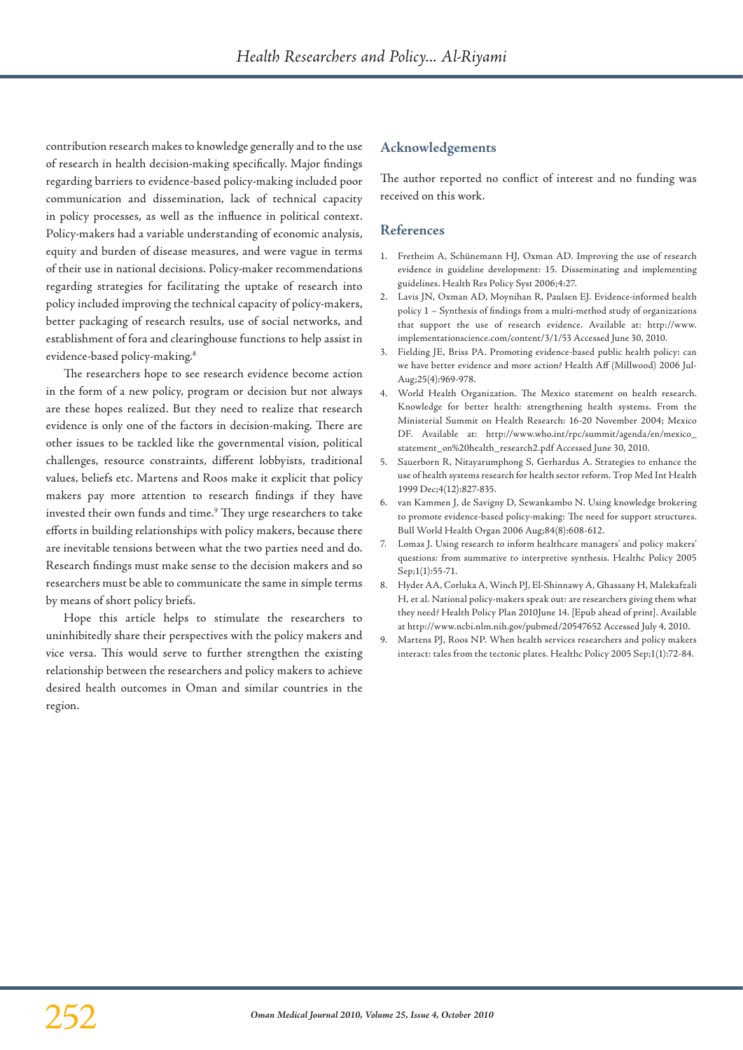contribution research makes to knowledge generally and to the use of research in health decision-making specifically. Major findings regarding barriers to evidence-based policy-making included poor communication and dissemination, lack of technical capacity in policy processes, as well as the influence in political context. Policy-makers had a variable understanding of economic analysis, equity and burden of disease measures, and were vague in terms of their use in national decisions. Policy-maker recommendations regarding strategies for facilitating the uptake of research into policy included improving the technical capacity of policy-makers, better packaging of research results, use of social networks, and establishment of fora and clearinghouse functions to help assist in evidence-based policy-making.[8]

The researchers hope to see research evidence become action in the form of a new policy, program or decision but not always are these hopes realized. But they need to realize that research evidence is only one of the factors in decision-making. There are other issues to be tackled like the governmental vision, political challenges, resource constraints, different lobbyists, traditional values, beliefs etc. Martens and Roos make it explicit that policy makers pay more attention to research findings if they have invested their own funds and time.[9] They urge researchers to take efforts in building relationships with policy makers, because there are inevitable tensions between what the two parties need and do. Research findings must make sense to the decision makers and so researchers must be able to communicate the same in simple terms by means of short policy briefs.

Hope this article helps to stimulate the researchers to uninhibitedly share their perspectives with the policy makers and vice versa. This would serve to further strengthen the existing relationship between the researchers and policy makers to achieve desired health outcomes in Oman and similar countries in the region.

## Acknowledgements

The author reported no conflict of interest and no funding was received on this work.

## References

1. Fretheim A, Schünemann HJ, Oxman AD. Improving the use of research evidence in guideline development: 15. Disseminating and implementing guidelines. Health Res Policy Syst 2006;4:27.
2. Lavis JN, Oxman AD, Moynihan R, Paulsen EJ. Evidence-informed health policy 1 – Synthesis of findings from a multi-method study of organizations that support the use of research evidence. Available at: http://www.implementationscience.com/content/3/1/53 Accessed June 30, 2010.
3. Fielding JE, Briss PA. Promoting evidence-based public health policy: can we have better evidence and more action? Health Aff (Millwood) 2006 Jul-Aug;25(4):969-978.
4. World Health Organization. The Mexico statement on health research. Knowledge for better health: strengthening health systems. From the Ministerial Summit on Health Research: 16-20 November 2004; Mexico DF. Available at: http://www.who.int/rpc/summit/agenda/en/mexico_statement_on%20health_research2.pdf Accessed June 30, 2010.
5. Sauerborn R, Nitayarumphong S, Gerhardus A. Strategies to enhance the use of health systems research for health sector reform. Trop Med Int Health 1999 Dec;4(12):827-835.
6. van Kammen J, de Savigny D, Sewankambo N. Using knowledge brokering to promote evidence-based policy-making: The need for support structures. Bull World Health Organ 2006 Aug;84(8):608-612.
7. Lomas J. Using research to inform healthcare managers' and policy makers' questions: from summative to interpretive synthesis. Healthc Policy 2005 Sep;1(1):55-71.
8. Hyder AA, Corluka A, Winch PJ, El-Shinnawy A, Ghassany H, Malekafzali H, et al. National policy-makers speak out: are researchers giving them what they need? Health Policy Plan 2010June 14. [Epub ahead of print]. Available at http://www.ncbi.nlm.nih.gov/pubmed/20547652 Accessed July 4, 2010.
9. Martens PJ, Roos NP. When health services researchers and policy makers interact: tales from the tectonic plates. Healthc Policy 2005 Sep;1(1):72-84.